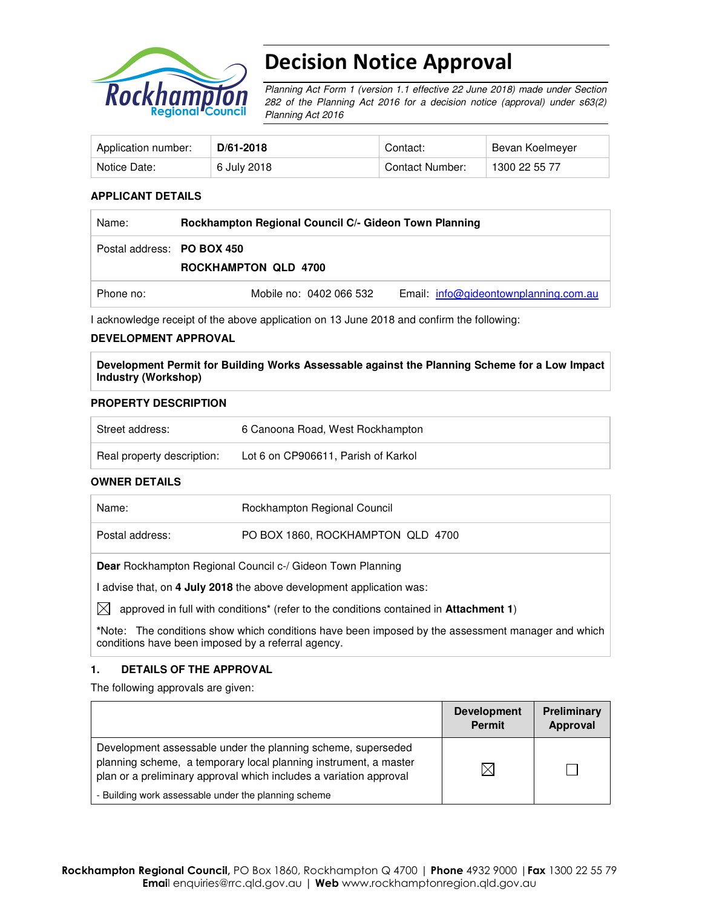# Decision Notice Approval

*Planning Act Form 1 (version 1.1 effective 22 June 2018) made under Section 282 of the Planning Act 2016 for a decision notice (approval) under s63(2) Planning Act 2016*

| Application number: | **D/61-2018** | Contact: | Bevan Koelmeyer |
|---|---|---|---|
| Notice Date: | 6 July 2018 | Contact Number: | 1300 22 55 77 |

### APPLICANT DETAILS

| | | |
|---|---|---|
| Name: | **Rockhampton Regional Council C/- Gideon Town Planning** | |
| Postal address: | **PO BOX 450**<br>**ROCKHAMPTON QLD 4700** | |
| Phone no: | Mobile no: 0402 066 532 | Email: info@gideontownplanning.com.au |

I acknowledge receipt of the above application on 13 June 2018 and confirm the following:

### DEVELOPMENT APPROVAL

**Development Permit for Building Works Assessable against the Planning Scheme for a Low Impact Industry (Workshop)**

### PROPERTY DESCRIPTION

| | |
|---|---|
| Street address: | 6 Canoona Road, West Rockhampton |
| Real property description: | Lot 6 on CP906611, Parish of Karkol |

### OWNER DETAILS

| | |
|---|---|
| Name: | Rockhampton Regional Council |
| Postal address: | PO BOX 1860, ROCKHAMPTON QLD 4700 |

**Dear** Rockhampton Regional Council c-/ Gideon Town Planning

I advise that, on **4 July 2018** the above development application was:

☒ approved in full with conditions* (refer to the conditions contained in **Attachment 1**)

*Note: The conditions show which conditions have been imposed by the assessment manager and which conditions have been imposed by a referral agency.

### 1. DETAILS OF THE APPROVAL

The following approvals are given:

| | Development Permit | Preliminary Approval |
|---|---|---|
| Development assessable under the planning scheme, superseded planning scheme, a temporary local planning instrument, a master plan or a preliminary approval which includes a variation approval<br>- Building work assessable under the planning scheme | ☒ | ☐ |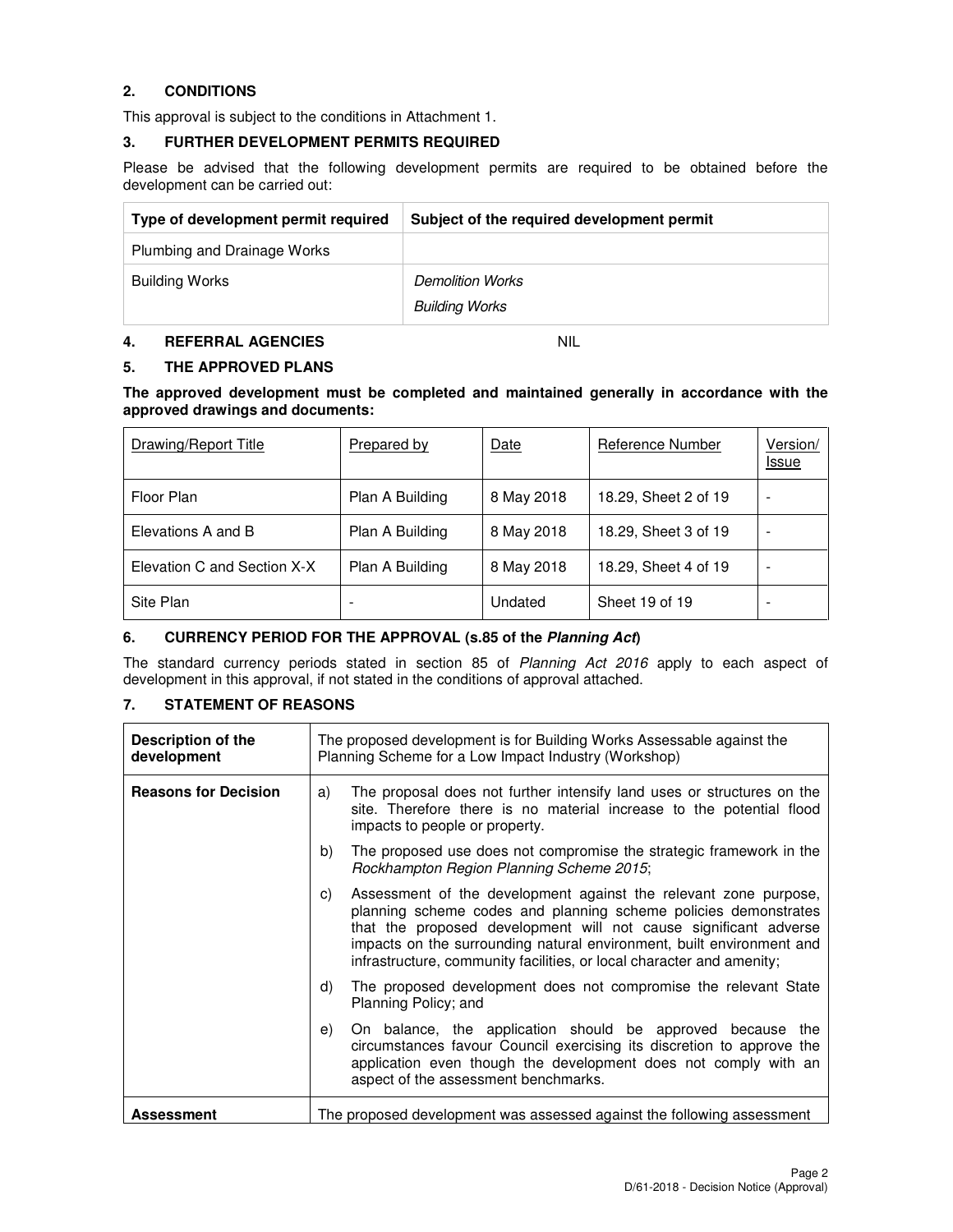## 2. CONDITIONS

This approval is subject to the conditions in Attachment 1.

## 3. FURTHER DEVELOPMENT PERMITS REQUIRED

Please be advised that the following development permits are required to be obtained before the development can be carried out:

| Type of development permit required | Subject of the required development permit |
|---|---|
| Plumbing and Drainage Works | |
| Building Works | *Demolition Works*<br>*Building Works* |

## 4. REFERRAL AGENCIES NIL

## 5. THE APPROVED PLANS

**The approved development must be completed and maintained generally in accordance with the approved drawings and documents:**

| Drawing/Report Title | Prepared by | Date | Reference Number | Version/ Issue |
|---|---|---|---|---|
| Floor Plan | Plan A Building | 8 May 2018 | 18.29, Sheet 2 of 19 | - |
| Elevations A and B | Plan A Building | 8 May 2018 | 18.29, Sheet 3 of 19 | - |
| Elevation C and Section X-X | Plan A Building | 8 May 2018 | 18.29, Sheet 4 of 19 | - |
| Site Plan | - | Undated | Sheet 19 of 19 | - |

## 6. CURRENCY PERIOD FOR THE APPROVAL (s.85 of the *Planning Act*)

The standard currency periods stated in section 85 of *Planning Act 2016* apply to each aspect of development in this approval, if not stated in the conditions of approval attached.

## 7. STATEMENT OF REASONS

| | |
|---|---|
| **Description of the development** | The proposed development is for Building Works Assessable against the Planning Scheme for a Low Impact Industry (Workshop) |
| **Reasons for Decision** | a) The proposal does not further intensify land uses or structures on the site. Therefore there is no material increase to the potential flood impacts to people or property.<br>b) The proposed use does not compromise the strategic framework in the *Rockhampton Region Planning Scheme 2015*;<br>c) Assessment of the development against the relevant zone purpose, planning scheme codes and planning scheme policies demonstrates that the proposed development will not cause significant adverse impacts on the surrounding natural environment, built environment and infrastructure, community facilities, or local character and amenity;<br>d) The proposed development does not compromise the relevant State Planning Policy; and<br>e) On balance, the application should be approved because the circumstances favour Council exercising its discretion to approve the application even though the development does not comply with an aspect of the assessment benchmarks. |
| **Assessment** | The proposed development was assessed against the following assessment |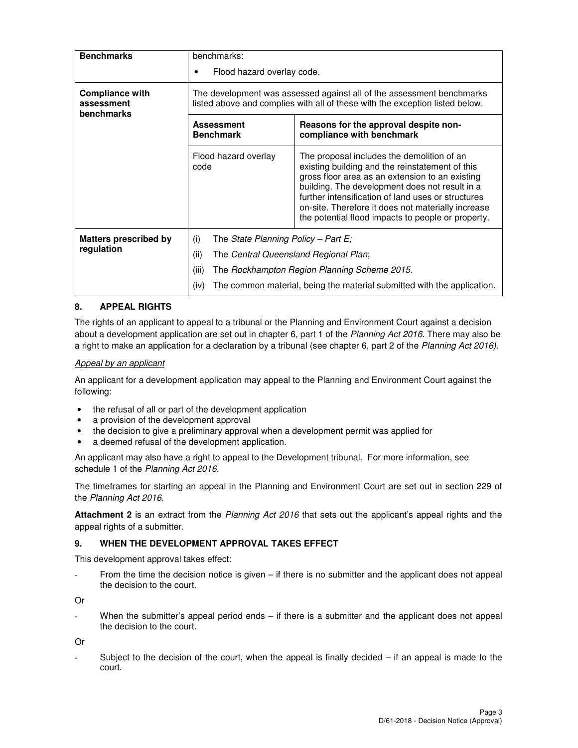| | | |
|---|---|---|
| **Benchmarks** | benchmarks:<br>• Flood hazard overlay code. | |
| **Compliance with assessment benchmarks** | The development was assessed against all of the assessment benchmarks listed above and complies with all of these with the exception listed below. | |
| | **Assessment Benchmark** | **Reasons for the approval despite non-compliance with benchmark** |
| | Flood hazard overlay code | The proposal includes the demolition of an existing building and the reinstatement of this gross floor area as an extension to an existing building. The development does not result in a further intensification of land uses or structures on-site. Therefore it does not materially increase the potential flood impacts to people or property. |
| **Matters prescribed by regulation** | (i) The *State Planning Policy – Part E;*<br>(ii) The *Central Queensland Regional Plan*;<br>(iii) The *Rockhampton Region Planning Scheme 2015*.<br>(iv) The common material, being the material submitted with the application. | |

## 8. APPEAL RIGHTS

The rights of an applicant to appeal to a tribunal or the Planning and Environment Court against a decision about a development application are set out in chapter 6, part 1 of the *Planning Act 2016*. There may also be a right to make an application for a declaration by a tribunal (see chapter 6, part 2 of the *Planning Act 2016).*

*Appeal by an applicant*

An applicant for a development application may appeal to the Planning and Environment Court against the following:

- the refusal of all or part of the development application
- a provision of the development approval
- the decision to give a preliminary approval when a development permit was applied for
- a deemed refusal of the development application.

An applicant may also have a right to appeal to the Development tribunal. For more information, see schedule 1 of the *Planning Act 2016*.

The timeframes for starting an appeal in the Planning and Environment Court are set out in section 229 of the *Planning Act 2016*.

**Attachment 2** is an extract from the *Planning Act 2016* that sets out the applicant's appeal rights and the appeal rights of a submitter.

## 9. WHEN THE DEVELOPMENT APPROVAL TAKES EFFECT

This development approval takes effect:

- From the time the decision notice is given – if there is no submitter and the applicant does not appeal the decision to the court.

Or

- When the submitter's appeal period ends – if there is a submitter and the applicant does not appeal the decision to the court.

Or

- Subject to the decision of the court, when the appeal is finally decided – if an appeal is made to the court.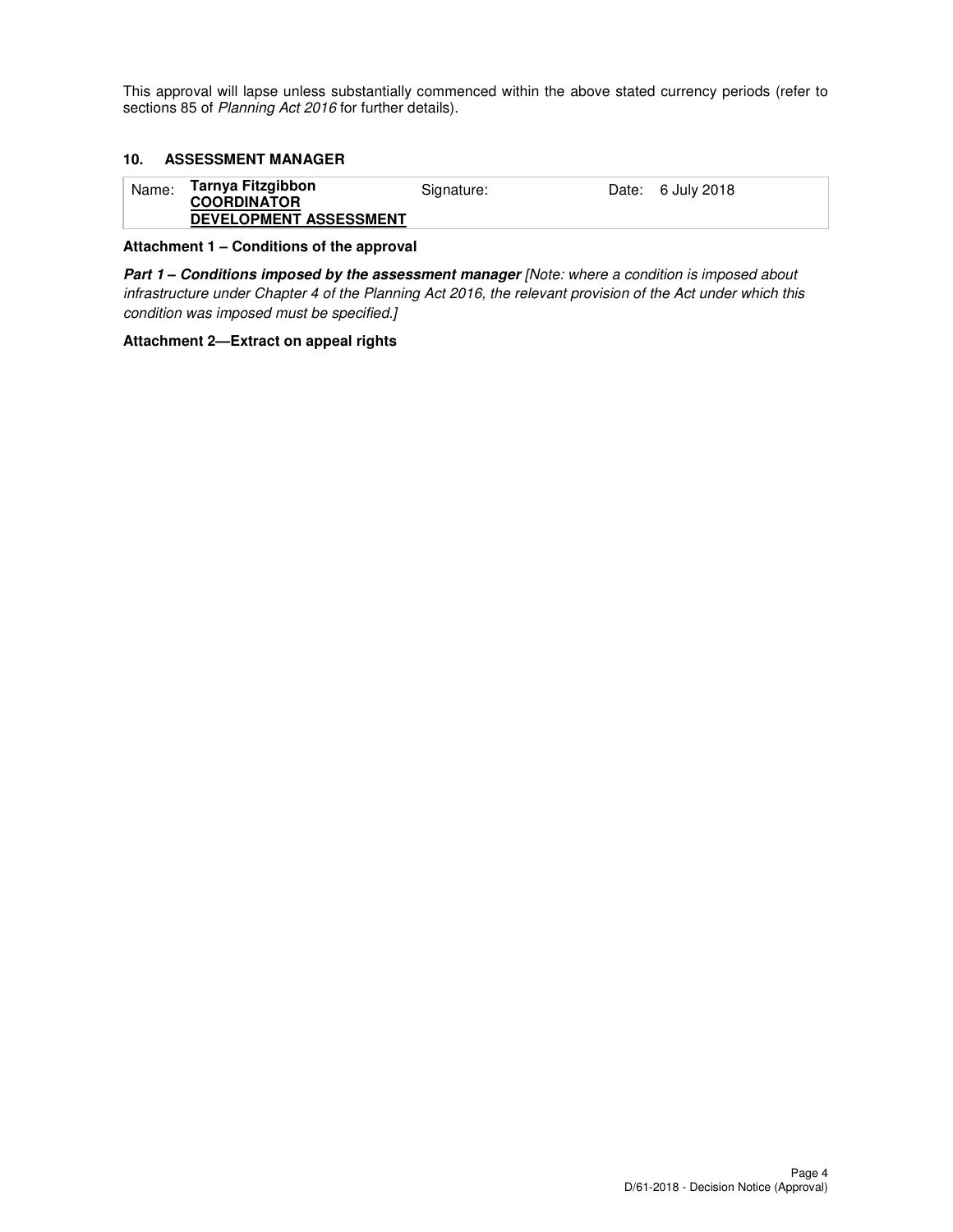This approval will lapse unless substantially commenced within the above stated currency periods (refer to sections 85 of *Planning Act 2016* for further details).

### 10. ASSESSMENT MANAGER

| Name: | **Tarnya Fitzgibbon**<br>**COORDINATOR**<br>**DEVELOPMENT ASSESSMENT** | Signature: | Date: | 6 July 2018 |
|---|---|---|---|---|

**Attachment 1 – Conditions of the approval**

***Part 1 – Conditions imposed by the assessment manager*** *[Note: where a condition is imposed about infrastructure under Chapter 4 of the Planning Act 2016, the relevant provision of the Act under which this condition was imposed must be specified.]*

**Attachment 2—Extract on appeal rights**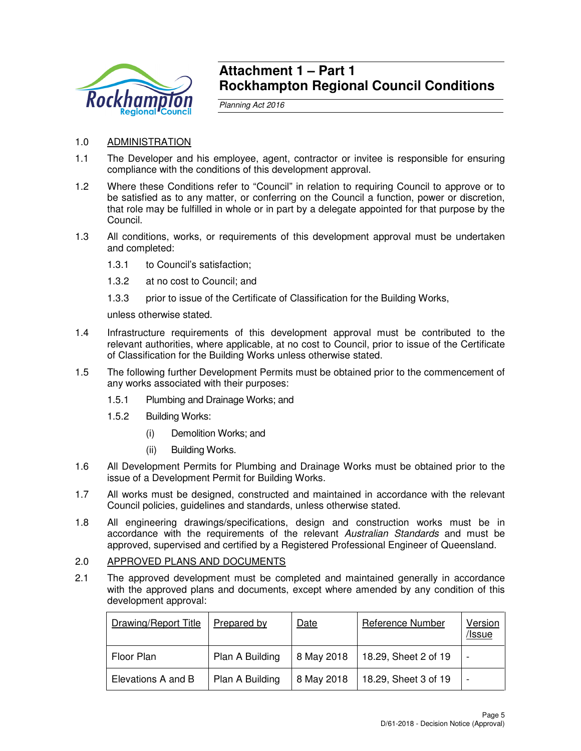# Attachment 1 – Part 1
# Rockhampton Regional Council Conditions

*Planning Act 2016*

1.0 ADMINISTRATION

1.1 The Developer and his employee, agent, contractor or invitee is responsible for ensuring compliance with the conditions of this development approval.

1.2 Where these Conditions refer to "Council" in relation to requiring Council to approve or to be satisfied as to any matter, or conferring on the Council a function, power or discretion, that role may be fulfilled in whole or in part by a delegate appointed for that purpose by the Council.

1.3 All conditions, works, or requirements of this development approval must be undertaken and completed:

 1.3.1 to Council's satisfaction;

 1.3.2 at no cost to Council; and

 1.3.3 prior to issue of the Certificate of Classification for the Building Works,

 unless otherwise stated.

1.4 Infrastructure requirements of this development approval must be contributed to the relevant authorities, where applicable, at no cost to Council, prior to issue of the Certificate of Classification for the Building Works unless otherwise stated.

1.5 The following further Development Permits must be obtained prior to the commencement of any works associated with their purposes:

 1.5.1 Plumbing and Drainage Works; and

 1.5.2 Building Works:

  (i) Demolition Works; and

  (ii) Building Works.

1.6 All Development Permits for Plumbing and Drainage Works must be obtained prior to the issue of a Development Permit for Building Works.

1.7 All works must be designed, constructed and maintained in accordance with the relevant Council policies, guidelines and standards, unless otherwise stated.

1.8 All engineering drawings/specifications, design and construction works must be in accordance with the requirements of the relevant *Australian Standards* and must be approved, supervised and certified by a Registered Professional Engineer of Queensland.

2.0 APPROVED PLANS AND DOCUMENTS

2.1 The approved development must be completed and maintained generally in accordance with the approved plans and documents, except where amended by any condition of this development approval:

| Drawing/Report Title | Prepared by | Date | Reference Number | Version /Issue |
|---|---|---|---|---|
| Floor Plan | Plan A Building | 8 May 2018 | 18.29, Sheet 2 of 19 | - |
| Elevations A and B | Plan A Building | 8 May 2018 | 18.29, Sheet 3 of 19 | - |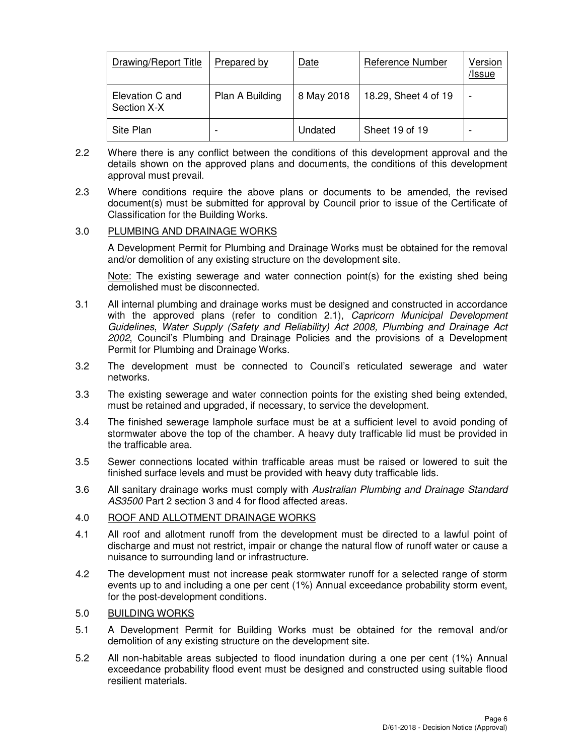| Drawing/Report Title | Prepared by | Date | Reference Number | Version /Issue |
|---|---|---|---|---|
| Elevation C and Section X-X | Plan A Building | 8 May 2018 | 18.29, Sheet 4 of 19 | - |
| Site Plan | - | Undated | Sheet 19 of 19 | - |

2.2 Where there is any conflict between the conditions of this development approval and the details shown on the approved plans and documents, the conditions of this development approval must prevail.

2.3 Where conditions require the above plans or documents to be amended, the revised document(s) must be submitted for approval by Council prior to issue of the Certificate of Classification for the Building Works.

3.0 PLUMBING AND DRAINAGE WORKS

A Development Permit for Plumbing and Drainage Works must be obtained for the removal and/or demolition of any existing structure on the development site.

Note: The existing sewerage and water connection point(s) for the existing shed being demolished must be disconnected.

3.1 All internal plumbing and drainage works must be designed and constructed in accordance with the approved plans (refer to condition 2.1), *Capricorn Municipal Development Guidelines*, *Water Supply (Safety and Reliability) Act 2008*, *Plumbing and Drainage Act 2002*, Council's Plumbing and Drainage Policies and the provisions of a Development Permit for Plumbing and Drainage Works.

3.2 The development must be connected to Council's reticulated sewerage and water networks.

3.3 The existing sewerage and water connection points for the existing shed being extended, must be retained and upgraded, if necessary, to service the development.

3.4 The finished sewerage lamphole surface must be at a sufficient level to avoid ponding of stormwater above the top of the chamber. A heavy duty trafficable lid must be provided in the trafficable area.

3.5 Sewer connections located within trafficable areas must be raised or lowered to suit the finished surface levels and must be provided with heavy duty trafficable lids.

3.6 All sanitary drainage works must comply with *Australian Plumbing and Drainage Standard AS3500* Part 2 section 3 and 4 for flood affected areas.

4.0 ROOF AND ALLOTMENT DRAINAGE WORKS

4.1 All roof and allotment runoff from the development must be directed to a lawful point of discharge and must not restrict, impair or change the natural flow of runoff water or cause a nuisance to surrounding land or infrastructure.

4.2 The development must not increase peak stormwater runoff for a selected range of storm events up to and including a one per cent (1%) Annual exceedance probability storm event, for the post-development conditions.

5.0 BUILDING WORKS

5.1 A Development Permit for Building Works must be obtained for the removal and/or demolition of any existing structure on the development site.

5.2 All non-habitable areas subjected to flood inundation during a one per cent (1%) Annual exceedance probability flood event must be designed and constructed using suitable flood resilient materials.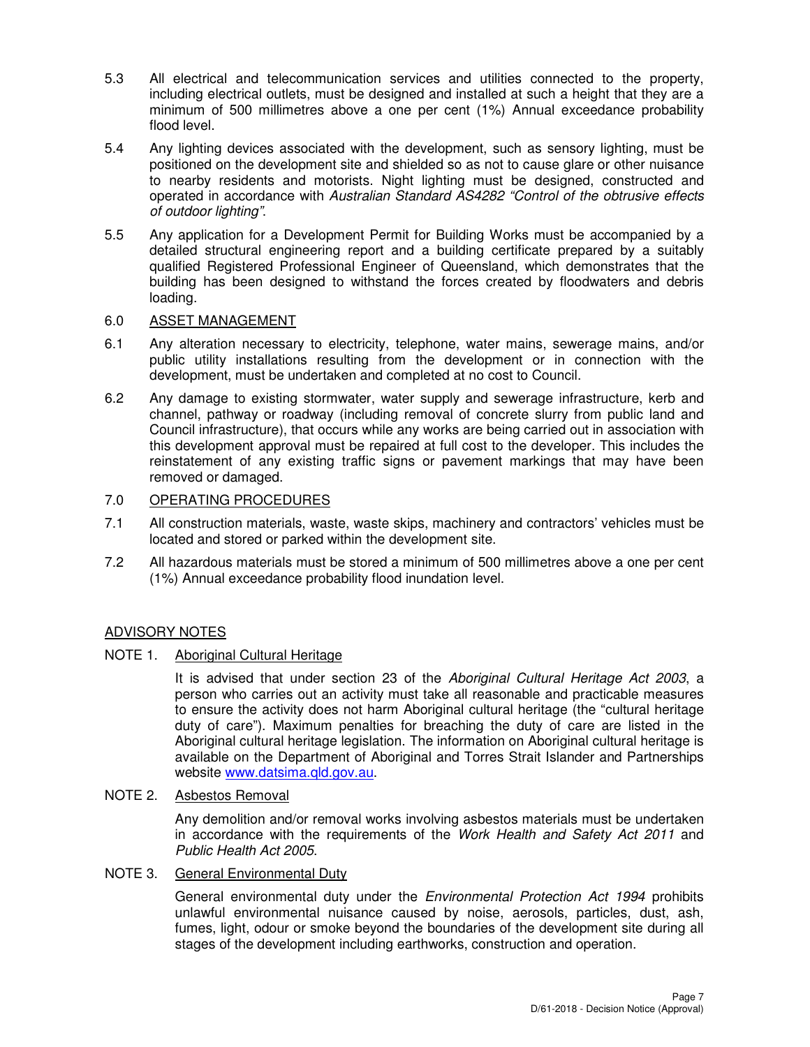5.3 All electrical and telecommunication services and utilities connected to the property, including electrical outlets, must be designed and installed at such a height that they are a minimum of 500 millimetres above a one per cent (1%) Annual exceedance probability flood level.

5.4 Any lighting devices associated with the development, such as sensory lighting, must be positioned on the development site and shielded so as not to cause glare or other nuisance to nearby residents and motorists. Night lighting must be designed, constructed and operated in accordance with *Australian Standard AS4282 "Control of the obtrusive effects of outdoor lighting"*.

5.5 Any application for a Development Permit for Building Works must be accompanied by a detailed structural engineering report and a building certificate prepared by a suitably qualified Registered Professional Engineer of Queensland, which demonstrates that the building has been designed to withstand the forces created by floodwaters and debris loading.

6.0 <u>ASSET MANAGEMENT</u>

6.1 Any alteration necessary to electricity, telephone, water mains, sewerage mains, and/or public utility installations resulting from the development or in connection with the development, must be undertaken and completed at no cost to Council.

6.2 Any damage to existing stormwater, water supply and sewerage infrastructure, kerb and channel, pathway or roadway (including removal of concrete slurry from public land and Council infrastructure), that occurs while any works are being carried out in association with this development approval must be repaired at full cost to the developer. This includes the reinstatement of any existing traffic signs or pavement markings that may have been removed or damaged.

7.0 <u>OPERATING PROCEDURES</u>

7.1 All construction materials, waste, waste skips, machinery and contractors' vehicles must be located and stored or parked within the development site.

7.2 All hazardous materials must be stored a minimum of 500 millimetres above a one per cent (1%) Annual exceedance probability flood inundation level.

<u>ADVISORY NOTES</u>

NOTE 1. <u>Aboriginal Cultural Heritage</u>

It is advised that under section 23 of the *Aboriginal Cultural Heritage Act 2003*, a person who carries out an activity must take all reasonable and practicable measures to ensure the activity does not harm Aboriginal cultural heritage (the "cultural heritage duty of care"). Maximum penalties for breaching the duty of care are listed in the Aboriginal cultural heritage legislation. The information on Aboriginal cultural heritage is available on the Department of Aboriginal and Torres Strait Islander and Partnerships website www.datsima.qld.gov.au.

NOTE 2. <u>Asbestos Removal</u>

Any demolition and/or removal works involving asbestos materials must be undertaken in accordance with the requirements of the *Work Health and Safety Act 2011* and *Public Health Act 2005*.

NOTE 3. <u>General Environmental Duty</u>

General environmental duty under the *Environmental Protection Act 1994* prohibits unlawful environmental nuisance caused by noise, aerosols, particles, dust, ash, fumes, light, odour or smoke beyond the boundaries of the development site during all stages of the development including earthworks, construction and operation.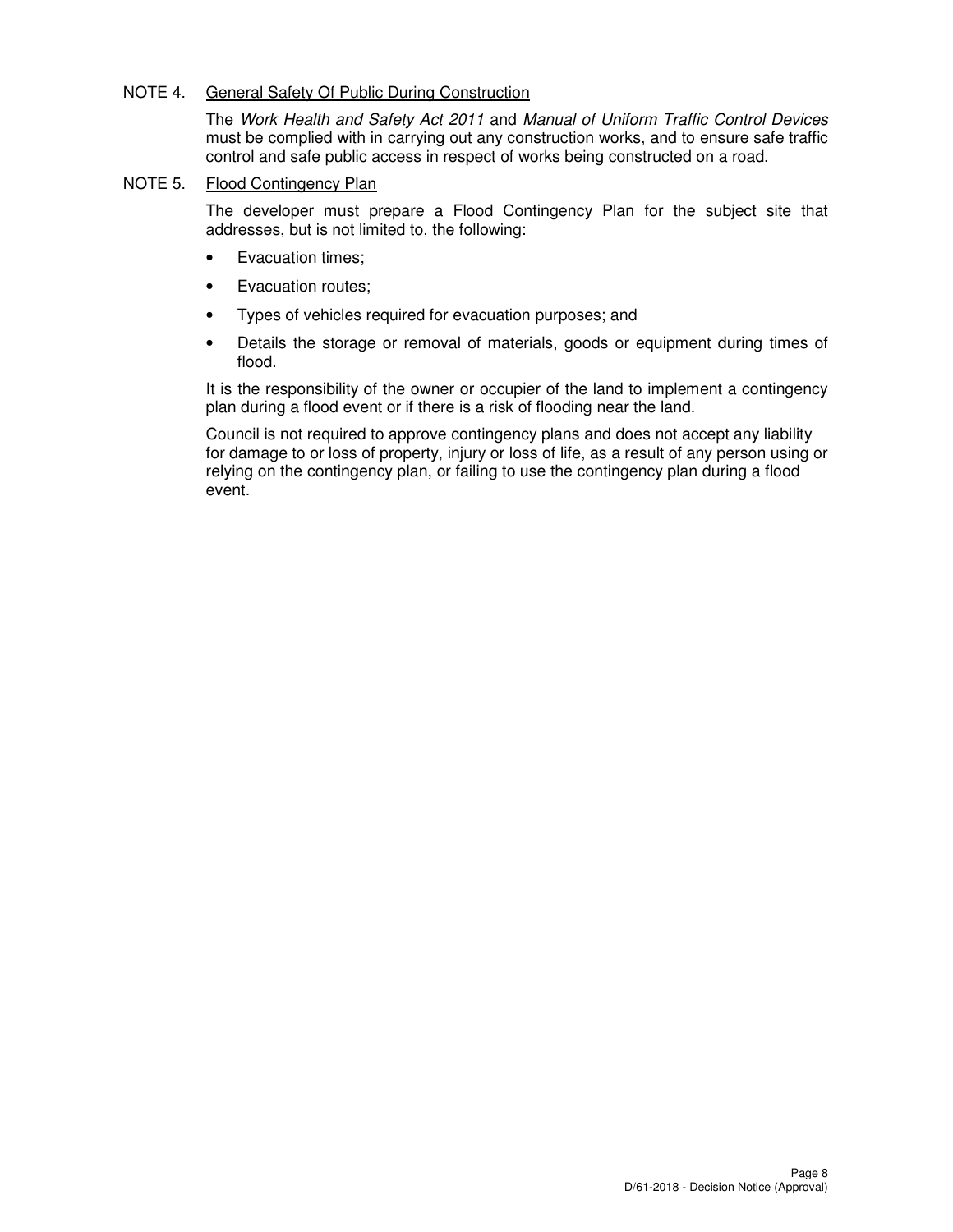NOTE 4. <u>General Safety Of Public During Construction</u>

The *Work Health and Safety Act 2011* and *Manual of Uniform Traffic Control Devices* must be complied with in carrying out any construction works, and to ensure safe traffic control and safe public access in respect of works being constructed on a road.

NOTE 5. <u>Flood Contingency Plan</u>

The developer must prepare a Flood Contingency Plan for the subject site that addresses, but is not limited to, the following:

- Evacuation times;
- Evacuation routes;
- Types of vehicles required for evacuation purposes; and
- Details the storage or removal of materials, goods or equipment during times of flood.

It is the responsibility of the owner or occupier of the land to implement a contingency plan during a flood event or if there is a risk of flooding near the land.

Council is not required to approve contingency plans and does not accept any liability for damage to or loss of property, injury or loss of life, as a result of any person using or relying on the contingency plan, or failing to use the contingency plan during a flood event.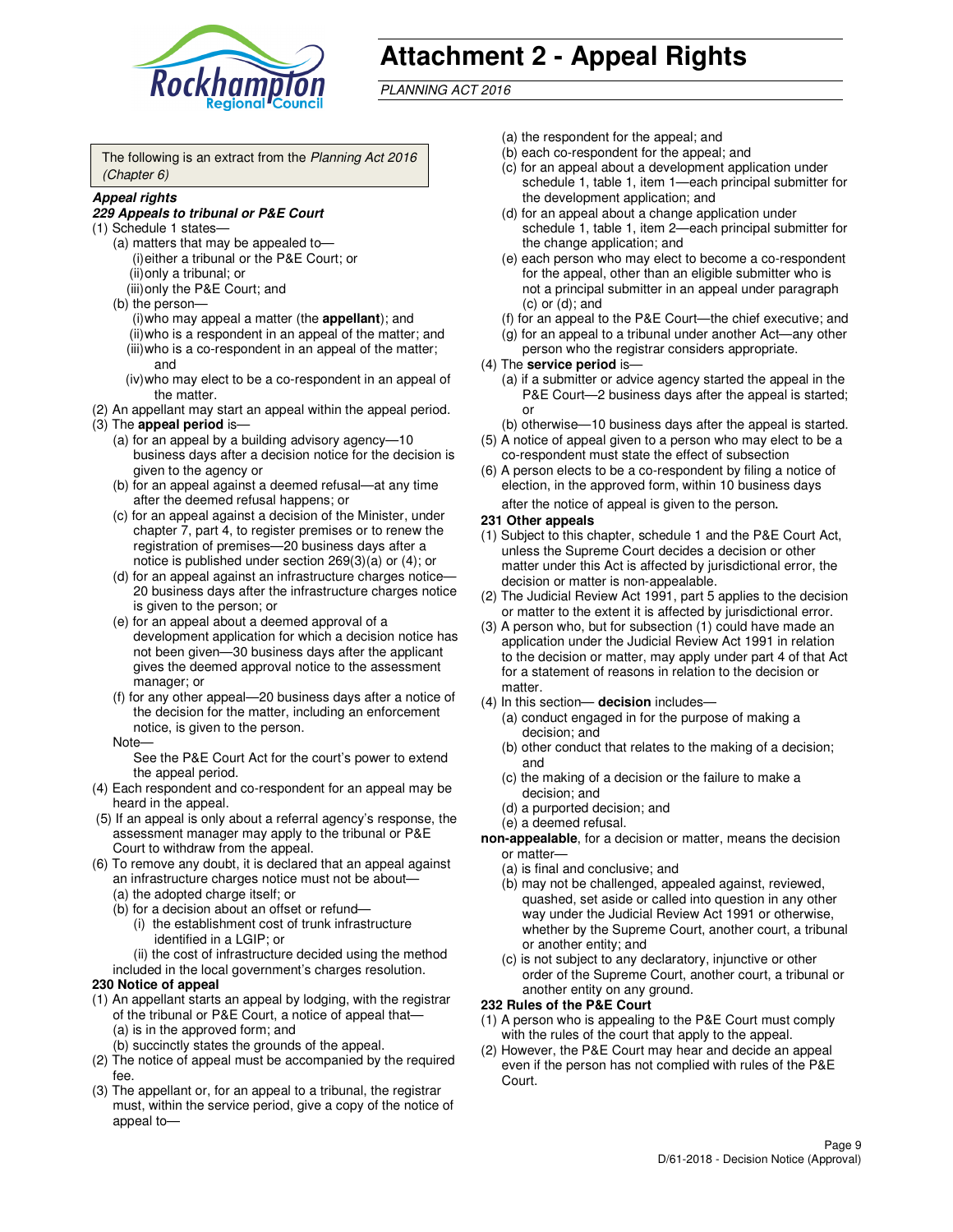# Attachment 2 - Appeal Rights

*PLANNING ACT 2016*

The following is an extract from the *Planning Act 2016 (Chapter 6)*

***Appeal rights***

***229 Appeals to tribunal or P&E Court***

(1) Schedule 1 states—

(a) matters that may be appealed to—

(i) either a tribunal or the P&E Court; or

(ii) only a tribunal; or

(iii) only the P&E Court; and

(b) the person—

(i) who may appeal a matter (the **appellant**); and

(ii) who is a respondent in an appeal of the matter; and

(iii) who is a co-respondent in an appeal of the matter; and

(iv) who may elect to be a co-respondent in an appeal of the matter.

(2) An appellant may start an appeal within the appeal period.

(3) The **appeal period** is—

(a) for an appeal by a building advisory agency—10 business days after a decision notice for the decision is given to the agency or

(b) for an appeal against a deemed refusal—at any time after the deemed refusal happens; or

(c) for an appeal against a decision of the Minister, under chapter 7, part 4, to register premises or to renew the registration of premises—20 business days after a notice is published under section 269(3)(a) or (4); or

(d) for an appeal against an infrastructure charges notice—20 business days after the infrastructure charges notice is given to the person; or

(e) for an appeal about a deemed approval of a development application for which a decision notice has not been given—30 business days after the applicant gives the deemed approval notice to the assessment manager; or

(f) for any other appeal—20 business days after a notice of the decision for the matter, including an enforcement notice, is given to the person.

Note—

See the P&E Court Act for the court's power to extend the appeal period.

(4) Each respondent and co-respondent for an appeal may be heard in the appeal.

(5) If an appeal is only about a referral agency's response, the assessment manager may apply to the tribunal or P&E Court to withdraw from the appeal.

(6) To remove any doubt, it is declared that an appeal against an infrastructure charges notice must not be about—

(a) the adopted charge itself; or

(b) for a decision about an offset or refund—

(i) the establishment cost of trunk infrastructure identified in a LGIP; or

(ii) the cost of infrastructure decided using the method included in the local government's charges resolution.

**230 Notice of appeal**

(1) An appellant starts an appeal by lodging, with the registrar of the tribunal or P&E Court, a notice of appeal that—

(a) is in the approved form; and

(b) succinctly states the grounds of the appeal.

(2) The notice of appeal must be accompanied by the required fee.

(3) The appellant or, for an appeal to a tribunal, the registrar must, within the service period, give a copy of the notice of appeal to—

(a) the respondent for the appeal; and

(b) each co-respondent for the appeal; and

(c) for an appeal about a development application under schedule 1, table 1, item 1—each principal submitter for the development application; and

(d) for an appeal about a change application under schedule 1, table 1, item 2—each principal submitter for the change application; and

(e) each person who may elect to become a co-respondent for the appeal, other than an eligible submitter who is not a principal submitter in an appeal under paragraph (c) or (d); and

(f) for an appeal to the P&E Court—the chief executive; and

(g) for an appeal to a tribunal under another Act—any other person who the registrar considers appropriate.

(4) The **service period** is—

(a) if a submitter or advice agency started the appeal in the P&E Court—2 business days after the appeal is started; or

(b) otherwise—10 business days after the appeal is started.

(5) A notice of appeal given to a person who may elect to be a co-respondent must state the effect of subsection

(6) A person elects to be a co-respondent by filing a notice of election, in the approved form, within 10 business days after the notice of appeal is given to the person.

**231 Other appeals**

(1) Subject to this chapter, schedule 1 and the P&E Court Act, unless the Supreme Court decides a decision or other matter under this Act is affected by jurisdictional error, the decision or matter is non-appealable.

(2) The Judicial Review Act 1991, part 5 applies to the decision or matter to the extent it is affected by jurisdictional error.

(3) A person who, but for subsection (1) could have made an application under the Judicial Review Act 1991 in relation to the decision or matter, may apply under part 4 of that Act for a statement of reasons in relation to the decision or matter.

(4) In this section— **decision** includes—

(a) conduct engaged in for the purpose of making a decision; and

(b) other conduct that relates to the making of a decision; and

(c) the making of a decision or the failure to make a decision; and

(d) a purported decision; and

(e) a deemed refusal.

**non-appealable**, for a decision or matter, means the decision or matter—

(a) is final and conclusive; and

(b) may not be challenged, appealed against, reviewed, quashed, set aside or called into question in any other way under the Judicial Review Act 1991 or otherwise, whether by the Supreme Court, another court, a tribunal or another entity; and

(c) is not subject to any declaratory, injunctive or other order of the Supreme Court, another court, a tribunal or another entity on any ground.

**232 Rules of the P&E Court**

(1) A person who is appealing to the P&E Court must comply with the rules of the court that apply to the appeal.

(2) However, the P&E Court may hear and decide an appeal even if the person has not complied with rules of the P&E Court.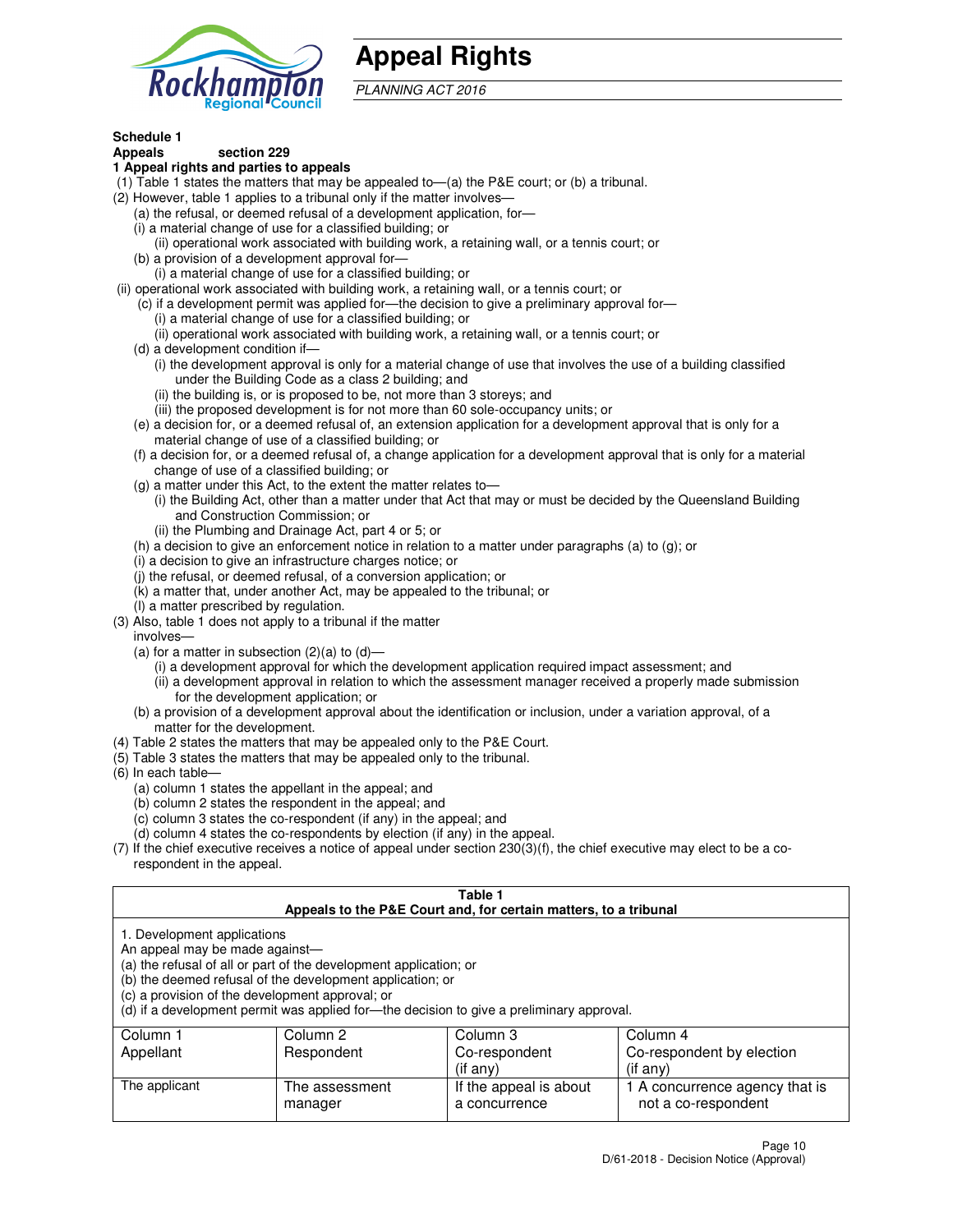# Appeal Rights

*PLANNING ACT 2016*

**Schedule 1**
**Appeals section 229**
**1 Appeal rights and parties to appeals**

(1) Table 1 states the matters that may be appealed to—(a) the P&E court; or (b) a tribunal.

(2) However, table 1 applies to a tribunal only if the matter involves—

(a) the refusal, or deemed refusal of a development application, for—

(i) a material change of use for a classified building; or

(ii) operational work associated with building work, a retaining wall, or a tennis court; or

(b) a provision of a development approval for—

(i) a material change of use for a classified building; or

(ii) operational work associated with building work, a retaining wall, or a tennis court; or

(c) if a development permit was applied for—the decision to give a preliminary approval for—

(i) a material change of use for a classified building; or

(ii) operational work associated with building work, a retaining wall, or a tennis court; or

(d) a development condition if—

(i) the development approval is only for a material change of use that involves the use of a building classified under the Building Code as a class 2 building; and

(ii) the building is, or is proposed to be, not more than 3 storeys; and

(iii) the proposed development is for not more than 60 sole-occupancy units; or

(e) a decision for, or a deemed refusal of, an extension application for a development approval that is only for a material change of use of a classified building; or

(f) a decision for, or a deemed refusal of, a change application for a development approval that is only for a material change of use of a classified building; or

(g) a matter under this Act, to the extent the matter relates to—

(i) the Building Act, other than a matter under that Act that may or must be decided by the Queensland Building and Construction Commission; or

(ii) the Plumbing and Drainage Act, part 4 or 5; or

(h) a decision to give an enforcement notice in relation to a matter under paragraphs (a) to (g); or

(i) a decision to give an infrastructure charges notice; or

(j) the refusal, or deemed refusal, of a conversion application; or

(k) a matter that, under another Act, may be appealed to the tribunal; or

(l) a matter prescribed by regulation.

(3) Also, table 1 does not apply to a tribunal if the matter involves—

(a) for a matter in subsection (2)(a) to (d)—

(i) a development approval for which the development application required impact assessment; and

(ii) a development approval in relation to which the assessment manager received a properly made submission for the development application; or

(b) a provision of a development approval about the identification or inclusion, under a variation approval, of a matter for the development.

(4) Table 2 states the matters that may be appealed only to the P&E Court.

(5) Table 3 states the matters that may be appealed only to the tribunal.

(6) In each table—

(a) column 1 states the appellant in the appeal; and

(b) column 2 states the respondent in the appeal; and

(c) column 3 states the co-respondent (if any) in the appeal; and

(d) column 4 states the co-respondents by election (if any) in the appeal.

(7) If the chief executive receives a notice of appeal under section 230(3)(f), the chief executive may elect to be a co-respondent in the appeal.

**Table 1**
**Appeals to the P&E Court and, for certain matters, to a tribunal**

1. Development applications
An appeal may be made against—
(a) the refusal of all or part of the development application; or
(b) the deemed refusal of the development application; or
(c) a provision of the development approval; or
(d) if a development permit was applied for—the decision to give a preliminary approval.

| Column 1<br>Appellant | Column 2<br>Respondent | Column 3<br>Co-respondent<br>(if any) | Column 4<br>Co-respondent by election<br>(if any) |
|---|---|---|---|
| The applicant | The assessment manager | If the appeal is about a concurrence | 1 A concurrence agency that is not a co-respondent |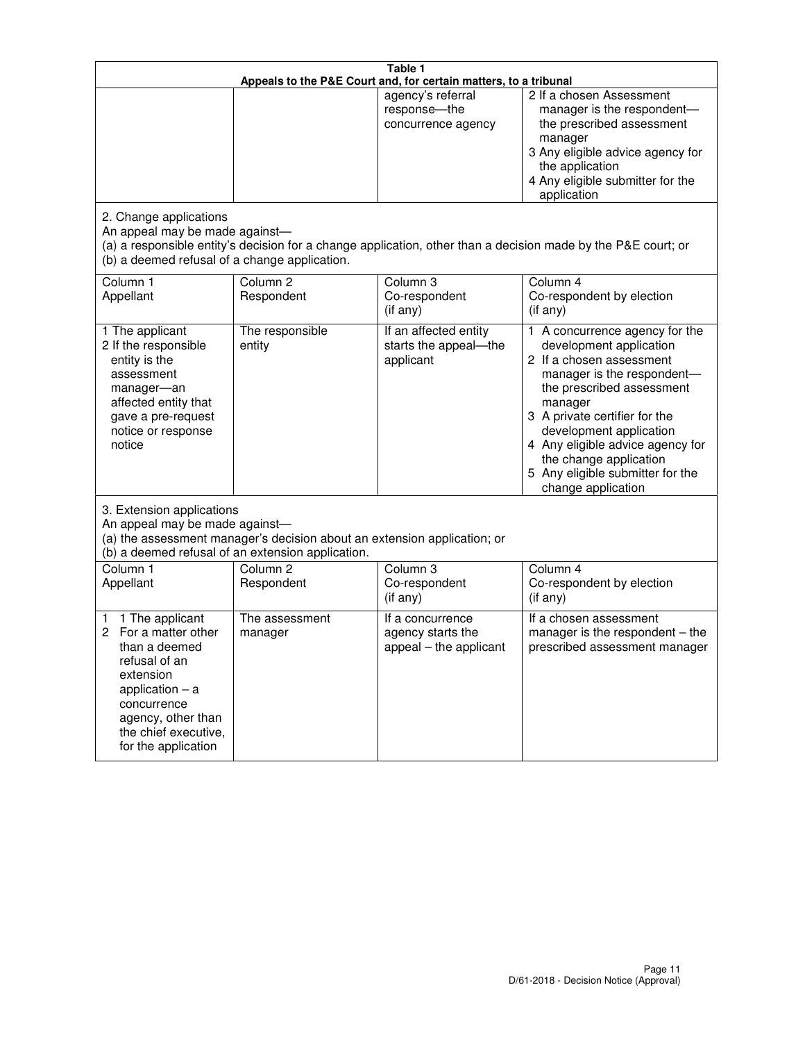**Table 1**
**Appeals to the P&E Court and, for certain matters, to a tribunal**

| | | | |
|---|---|---|---|
| | | agency's referral response—the concurrence agency | 2 If a chosen Assessment manager is the respondent—the prescribed assessment manager<br>3 Any eligible advice agency for the application<br>4 Any eligible submitter for the application |

2. Change applications
An appeal may be made against—
(a) a responsible entity's decision for a change application, other than a decision made by the P&E court; or
(b) a deemed refusal of a change application.

| Column 1<br>Appellant | Column 2<br>Respondent | Column 3<br>Co-respondent<br>(if any) | Column 4<br>Co-respondent by election<br>(if any) |
|---|---|---|---|
| 1 The applicant<br>2 If the responsible entity is the assessment manager—an affected entity that gave a pre-request notice or response notice | The responsible entity | If an affected entity starts the appeal—the applicant | 1 A concurrence agency for the development application<br>2 If a chosen assessment manager is the respondent—the prescribed assessment manager<br>3 A private certifier for the development application<br>4 Any eligible advice agency for the change application<br>5 Any eligible submitter for the change application |

3. Extension applications
An appeal may be made against—
(a) the assessment manager's decision about an extension application; or
(b) a deemed refusal of an extension application.

| Column 1<br>Appellant | Column 2<br>Respondent | Column 3<br>Co-respondent<br>(if any) | Column 4<br>Co-respondent by election<br>(if any) |
|---|---|---|---|
| 1 1 The applicant<br>2 For a matter other than a deemed refusal of an extension application – a concurrence agency, other than the chief executive, for the application | The assessment manager | If a concurrence agency starts the appeal – the applicant | If a chosen assessment manager is the respondent – the prescribed assessment manager |

D/61-2018 - Decision Notice (Approval)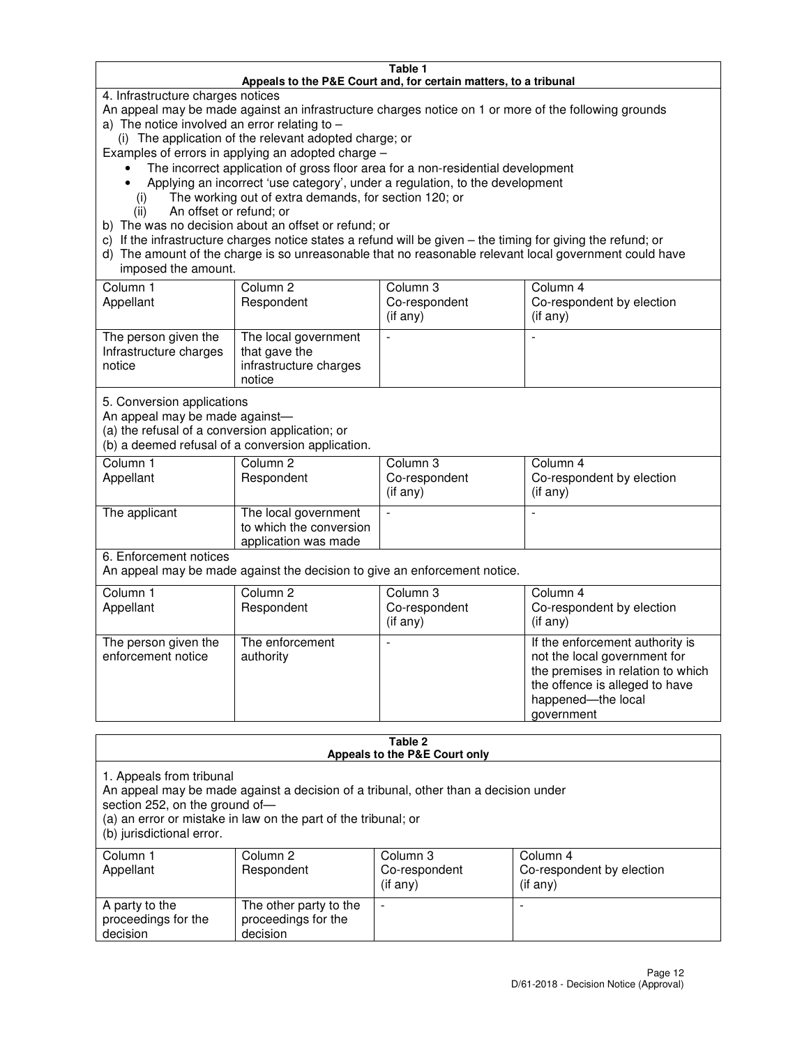**Table 1**
**Appeals to the P&E Court and, for certain matters, to a tribunal**

4. Infrastructure charges notices

An appeal may be made against an infrastructure charges notice on 1 or more of the following grounds

a) The notice involved an error relating to –
   (i) The application of the relevant adopted charge; or

Examples of errors in applying an adopted charge –

- The incorrect application of gross floor area for a non-residential development
- Applying an incorrect 'use category', under a regulation, to the development

   (i) The working out of extra demands, for section 120; or
   (ii) An offset or refund; or

b) The was no decision about an offset or refund; or
c) If the infrastructure charges notice states a refund will be given – the timing for giving the refund; or
d) The amount of the charge is so unreasonable that no reasonable relevant local government could have imposed the amount.

| Column 1 Appellant | Column 2 Respondent | Column 3 Co-respondent (if any) | Column 4 Co-respondent by election (if any) |
|---|---|---|---|
| The person given the Infrastructure charges notice | The local government that gave the infrastructure charges notice | - | - |

5. Conversion applications

An appeal may be made against—
(a) the refusal of a conversion application; or
(b) a deemed refusal of a conversion application.

| Column 1 Appellant | Column 2 Respondent | Column 3 Co-respondent (if any) | Column 4 Co-respondent by election (if any) |
|---|---|---|---|
| The applicant | The local government to which the conversion application was made | - | - |

6. Enforcement notices

An appeal may be made against the decision to give an enforcement notice.

| Column 1 Appellant | Column 2 Respondent | Column 3 Co-respondent (if any) | Column 4 Co-respondent by election (if any) |
|---|---|---|---|
| The person given the enforcement notice | The enforcement authority | - | If the enforcement authority is not the local government for the premises in relation to which the offence is alleged to have happened—the local government |

**Table 2**
**Appeals to the P&E Court only**

1. Appeals from tribunal

An appeal may be made against a decision of a tribunal, other than a decision under section 252, on the ground of—
(a) an error or mistake in law on the part of the tribunal; or
(b) jurisdictional error.

| Column 1 Appellant | Column 2 Respondent | Column 3 Co-respondent (if any) | Column 4 Co-respondent by election (if any) |
|---|---|---|---|
| A party to the proceedings for the decision | The other party to the proceedings for the decision | - | - |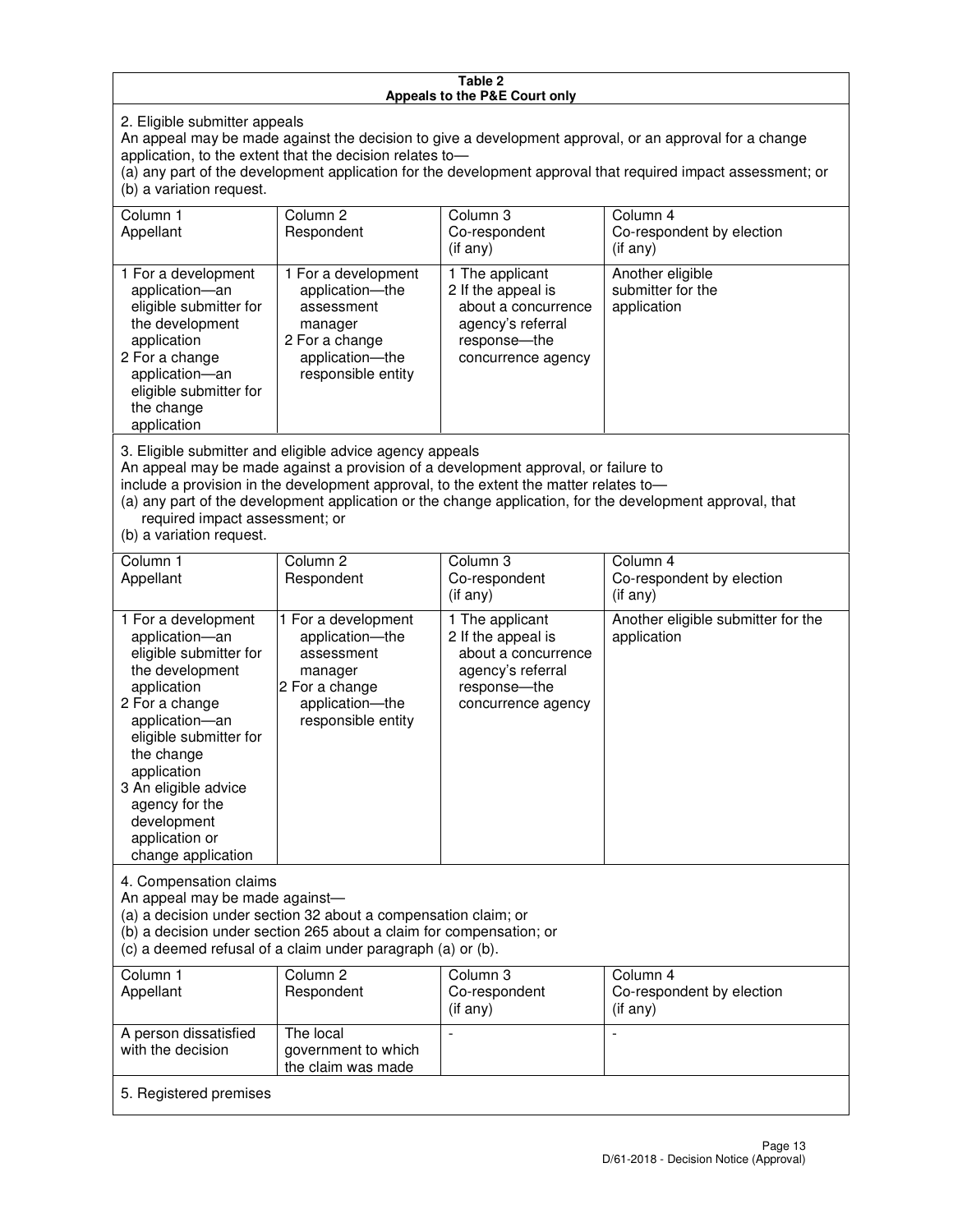**Table 2**
**Appeals to the P&E Court only**

2. Eligible submitter appeals

An appeal may be made against the decision to give a development approval, or an approval for a change application, to the extent that the decision relates to—

(a) any part of the development application for the development approval that required impact assessment; or

(b) a variation request.

| Column 1<br>Appellant | Column 2<br>Respondent | Column 3<br>Co-respondent<br>(if any) | Column 4<br>Co-respondent by election<br>(if any) |
|---|---|---|---|
| 1 For a development application—an eligible submitter for the development application<br>2 For a change application—an eligible submitter for the change application | 1 For a development application—the assessment manager<br>2 For a change application—the responsible entity | 1 The applicant<br>2 If the appeal is about a concurrence agency's referral response—the concurrence agency | Another eligible submitter for the application |

3. Eligible submitter and eligible advice agency appeals

An appeal may be made against a provision of a development approval, or failure to include a provision in the development approval, to the extent the matter relates to—

(a) any part of the development application or the change application, for the development approval, that required impact assessment; or

(b) a variation request.

| Column 1<br>Appellant | Column 2<br>Respondent | Column 3<br>Co-respondent<br>(if any) | Column 4<br>Co-respondent by election<br>(if any) |
|---|---|---|---|
| 1 For a development application—an eligible submitter for the development application<br>2 For a change application—an eligible submitter for the change application<br>3 An eligible advice agency for the development application or change application | 1 For a development application—the assessment manager<br>2 For a change application—the responsible entity | 1 The applicant<br>2 If the appeal is about a concurrence agency's referral response—the concurrence agency | Another eligible submitter for the application |

4. Compensation claims

An appeal may be made against—

(a) a decision under section 32 about a compensation claim; or

(b) a decision under section 265 about a claim for compensation; or

(c) a deemed refusal of a claim under paragraph (a) or (b).

| Column 1<br>Appellant | Column 2<br>Respondent | Column 3<br>Co-respondent<br>(if any) | Column 4<br>Co-respondent by election<br>(if any) |
|---|---|---|---|
| A person dissatisfied with the decision | The local government to which the claim was made | - | - |

5. Registered premises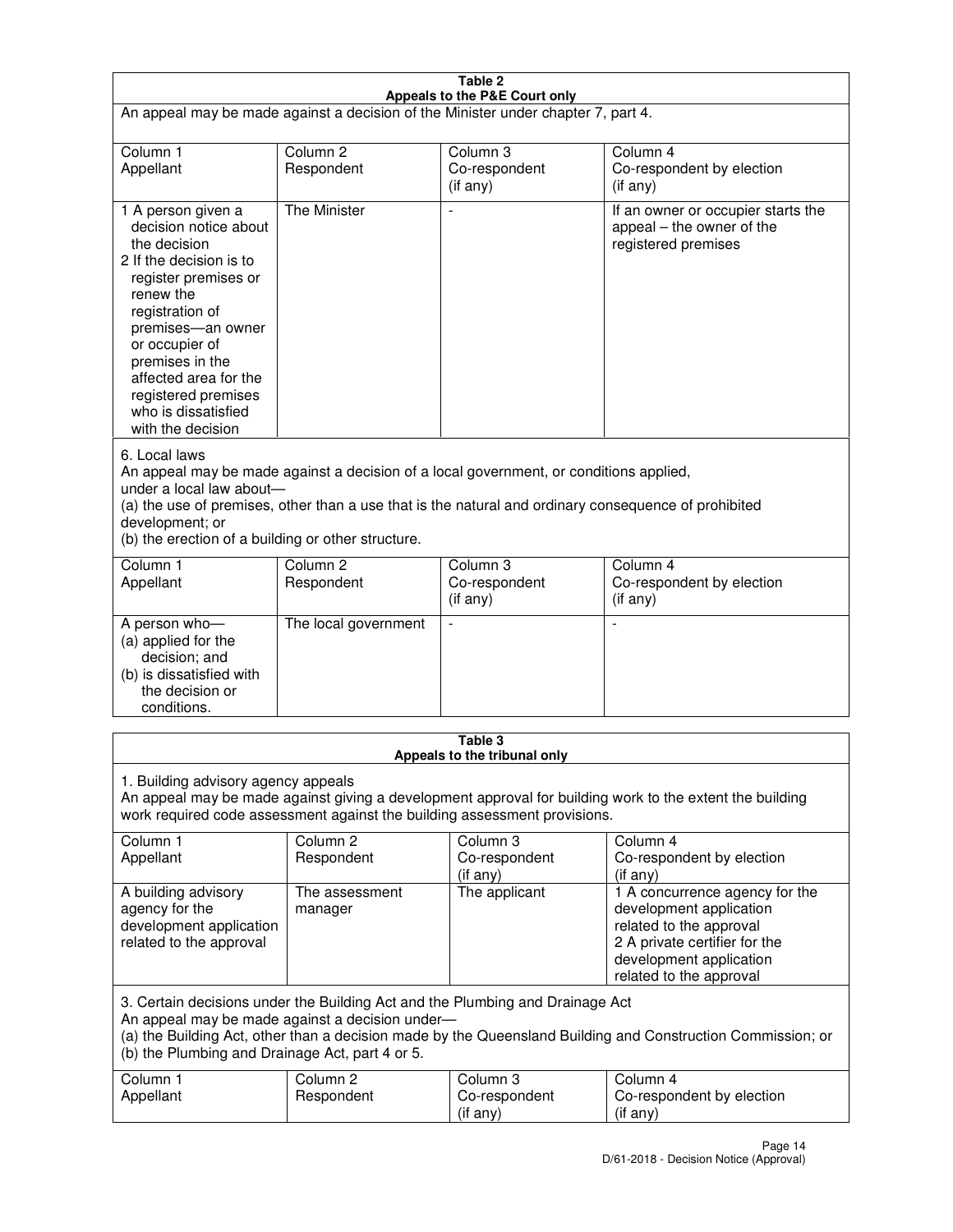**Table 2**
**Appeals to the P&E Court only**

An appeal may be made against a decision of the Minister under chapter 7, part 4.

| Column 1<br>Appellant | Column 2<br>Respondent | Column 3<br>Co-respondent<br>(if any) | Column 4<br>Co-respondent by election<br>(if any) |
|---|---|---|---|
| 1 A person given a decision notice about the decision<br>2 If the decision is to register premises or renew the registration of premises—an owner or occupier of premises in the affected area for the registered premises who is dissatisfied with the decision | The Minister | - | If an owner or occupier starts the appeal – the owner of the registered premises |

6. Local laws

An appeal may be made against a decision of a local government, or conditions applied, under a local law about—

(a) the use of premises, other than a use that is the natural and ordinary consequence of prohibited development; or

(b) the erection of a building or other structure.

| Column 1<br>Appellant | Column 2<br>Respondent | Column 3<br>Co-respondent<br>(if any) | Column 4<br>Co-respondent by election<br>(if any) |
|---|---|---|---|
| A person who—<br>(a) applied for the decision; and<br>(b) is dissatisfied with the decision or conditions. | The local government | - | - |

**Table 3**
**Appeals to the tribunal only**

1. Building advisory agency appeals

An appeal may be made against giving a development approval for building work to the extent the building work required code assessment against the building assessment provisions.

| Column 1<br>Appellant | Column 2<br>Respondent | Column 3<br>Co-respondent<br>(if any) | Column 4<br>Co-respondent by election<br>(if any) |
|---|---|---|---|
| A building advisory agency for the development application related to the approval | The assessment manager | The applicant | 1 A concurrence agency for the development application related to the approval<br>2 A private certifier for the development application related to the approval |

3. Certain decisions under the Building Act and the Plumbing and Drainage Act

An appeal may be made against a decision under—

(a) the Building Act, other than a decision made by the Queensland Building and Construction Commission; or

(b) the Plumbing and Drainage Act, part 4 or 5.

| Column 1<br>Appellant | Column 2<br>Respondent | Column 3<br>Co-respondent<br>(if any) | Column 4<br>Co-respondent by election<br>(if any) |
|---|---|---|---|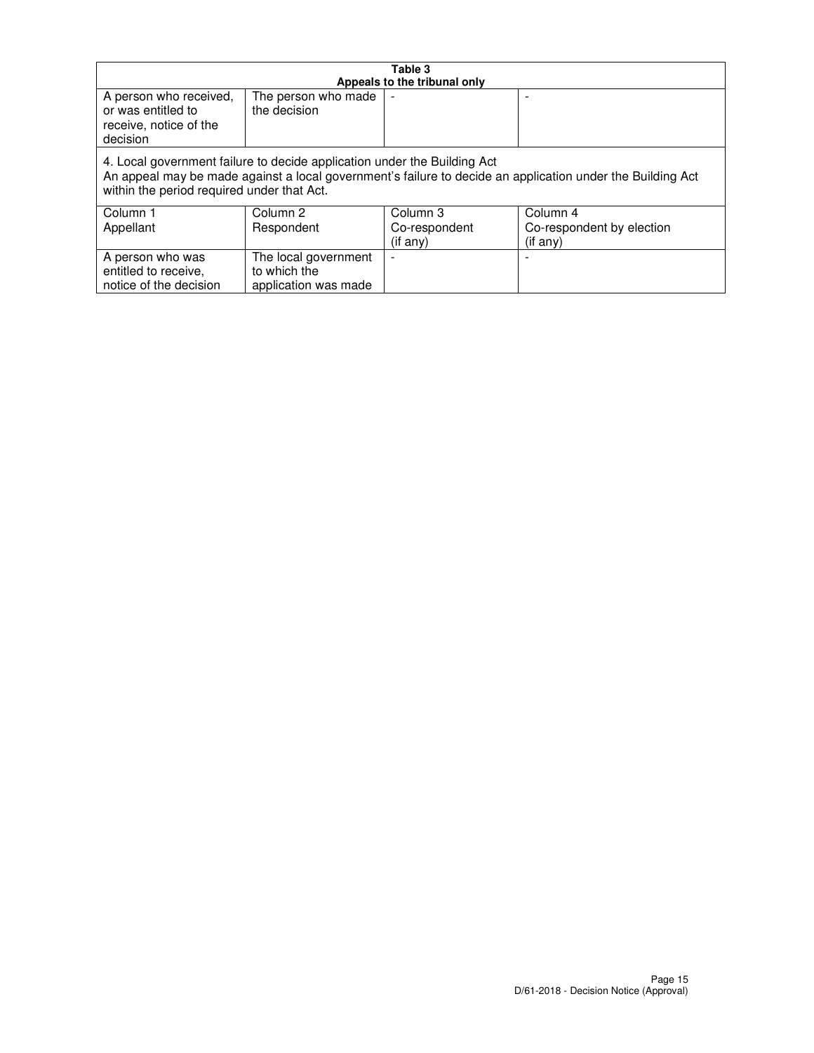| Table 3<br>Appeals to the tribunal only | | | |
|---|---|---|---|
| A person who received, or was entitled to receive, notice of the decision | The person who made the decision | - | - |
| 4. Local government failure to decide application under the Building Act<br>An appeal may be made against a local government's failure to decide an application under the Building Act within the period required under that Act. | | | |
| Column 1<br>Appellant | Column 2<br>Respondent | Column 3<br>Co-respondent<br>(if any) | Column 4<br>Co-respondent by election<br>(if any) |
| A person who was entitled to receive, notice of the decision | The local government to which the application was made | - | - |